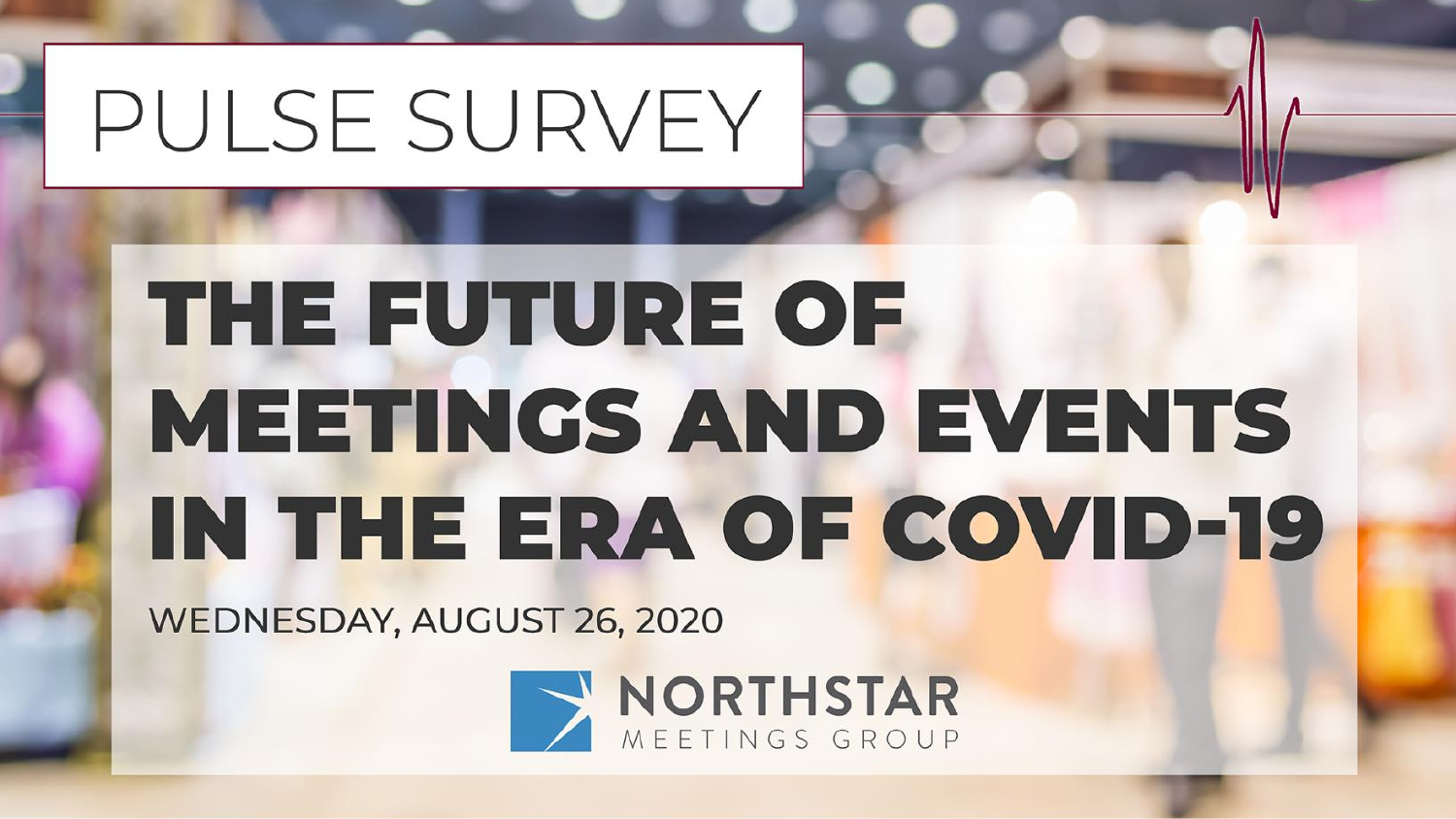# PULSE SURVEY

# THE FUTURE OF MEETINGS AND EVENTS IN THE ERA OF COVID-19

WEDNESDAY, AUGUST 26, 2020

NORTHSTAR MEETINGS GROUP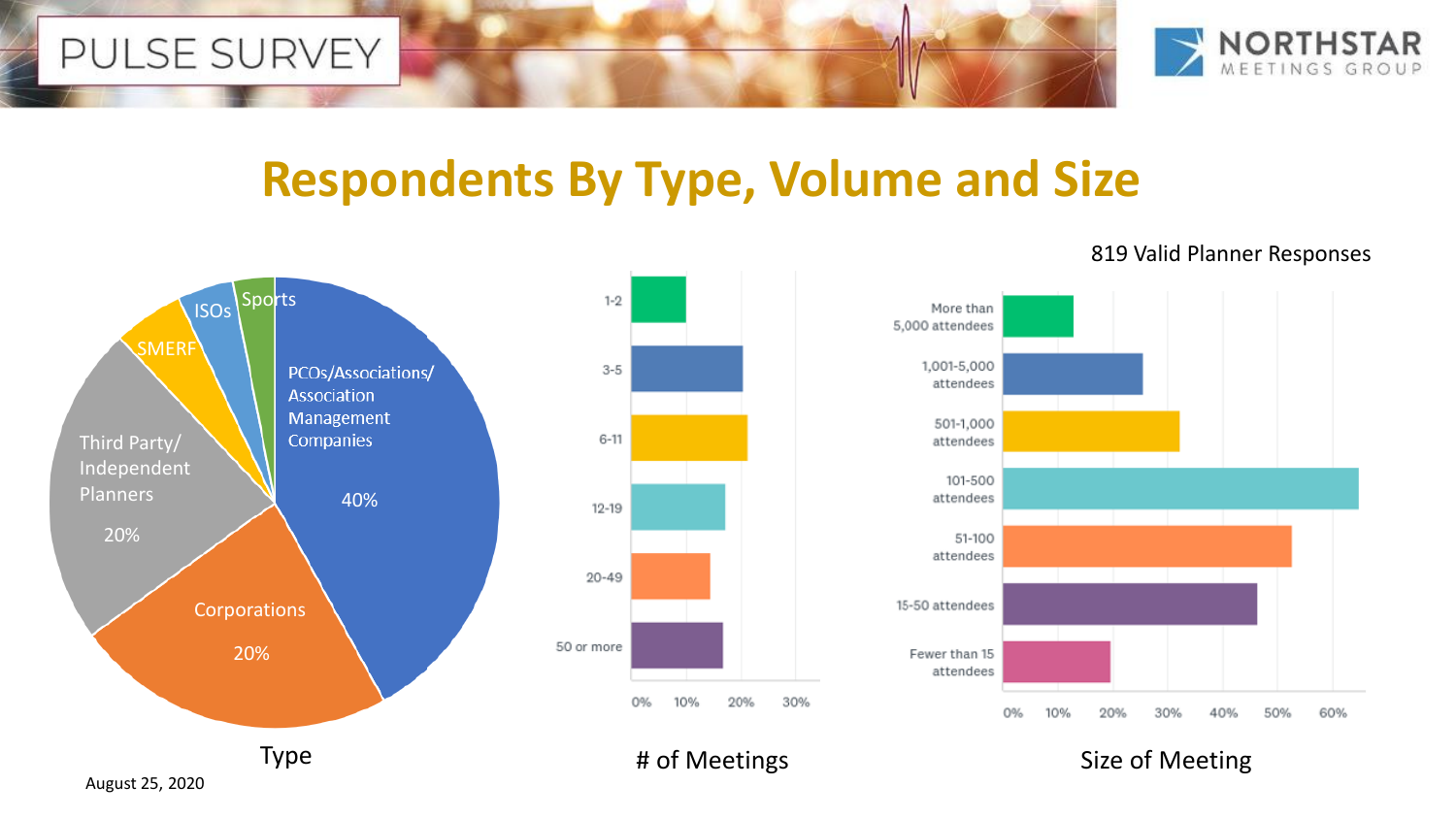# Respondents By Type, Volume and Size

819 Valid Planner Responses

**Type**

- PCOs/Associations/Association Management Companies 40%
- Corporations 20%
- Third Party/Independent Planners 20%
- SMERF
- ISOs
- Sports

**# of Meetings**

- 1-2
- 3-5
- 6-11
- 12-19
- 20-49
- 50 or more

**Size of Meeting**

- More than 5,000 attendees
- 1,001-5,000 attendees
- 501-1,000 attendees
- 101-500 attendees
- 51-100 attendees
- 15-50 attendees
- Fewer than 15 attendees

August 25, 2020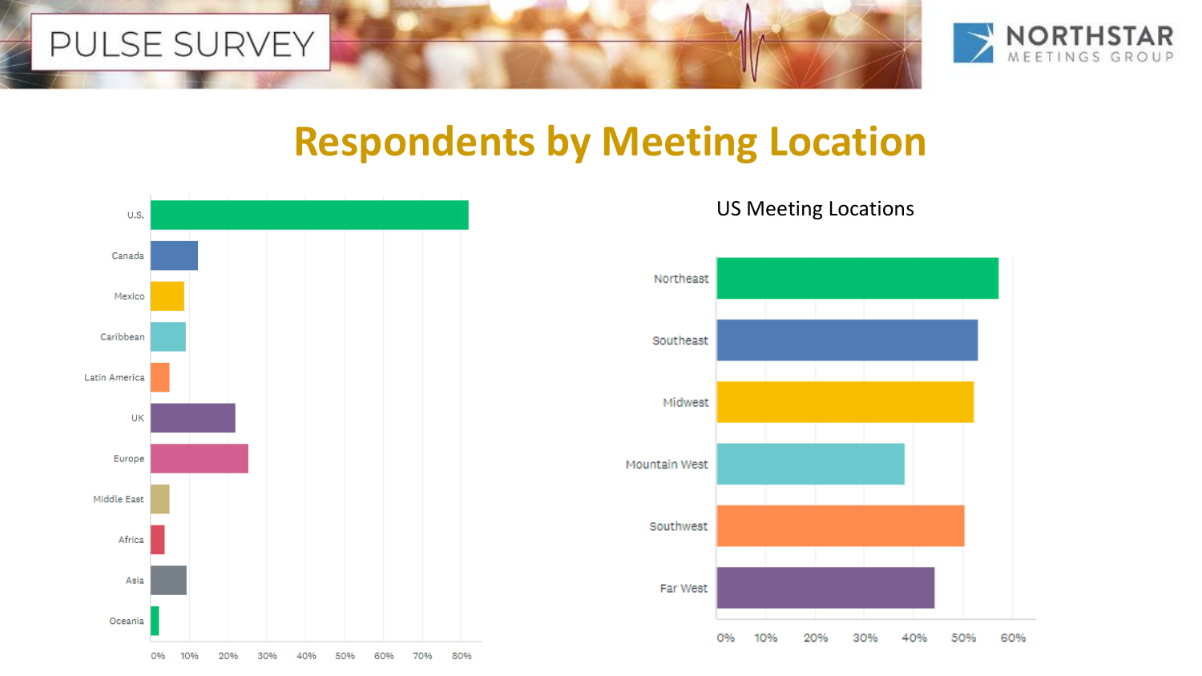# Respondents by Meeting Location

U.S.
Canada
Mexico
Caribbean
Latin America
UK
Europe
Middle East
Africa
Asia
Oceania

0% 10% 20% 30% 40% 50% 60% 70% 80%

## US Meeting Locations

Northeast
Southeast
Midwest
Mountain West
Southwest
Far West

0% 10% 20% 30% 40% 50% 60%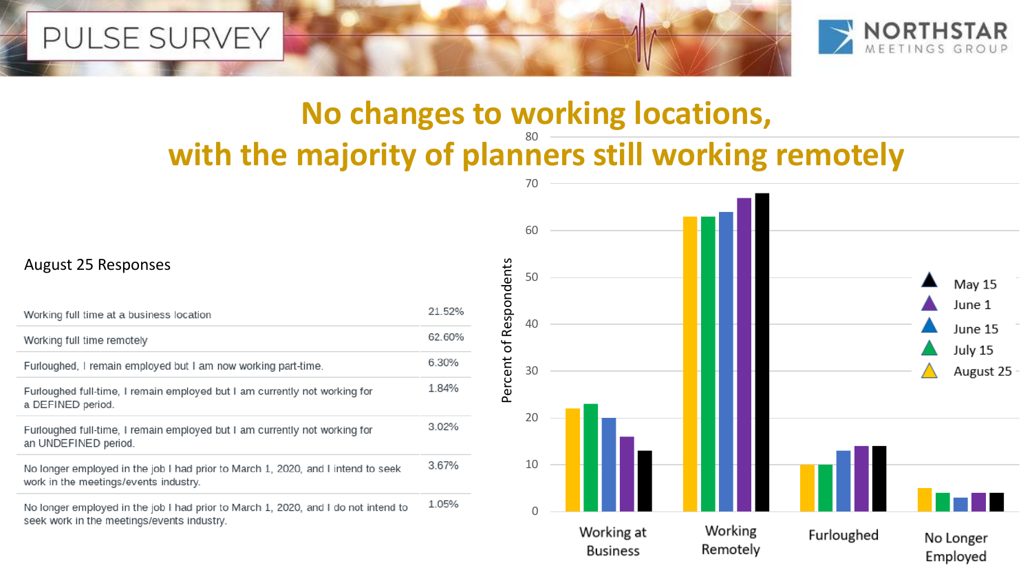PULSE SURVEY

NORTHSTAR MEETINGS GROUP

# No changes to working locations, with the majority of planners still working remotely

August 25 Responses

| Response | Percent |
|---|---|
| Working full time at a business location | 21.52% |
| Working full time remotely | 62.60% |
| Furloughed, I remain employed but I am now working part-time. | 6.30% |
| Furloughed full-time, I remain employed but I am currently not working for a DEFINED period. | 1.84% |
| Furloughed full-time, I remain employed but I am currently not working for an UNDEFINED period. | 3.02% |
| No longer employed in the job I had prior to March 1, 2020, and I intend to seek work in the meetings/events industry. | 3.67% |
| No longer employed in the job I had prior to March 1, 2020, and I do not intend to seek work in the meetings/events industry. | 1.05% |

Percent of Respondents (chart categories: Working at Business, Working Remotely, Furloughed, No Longer Employed; series: May 15, June 1, June 15, July 15, August 25)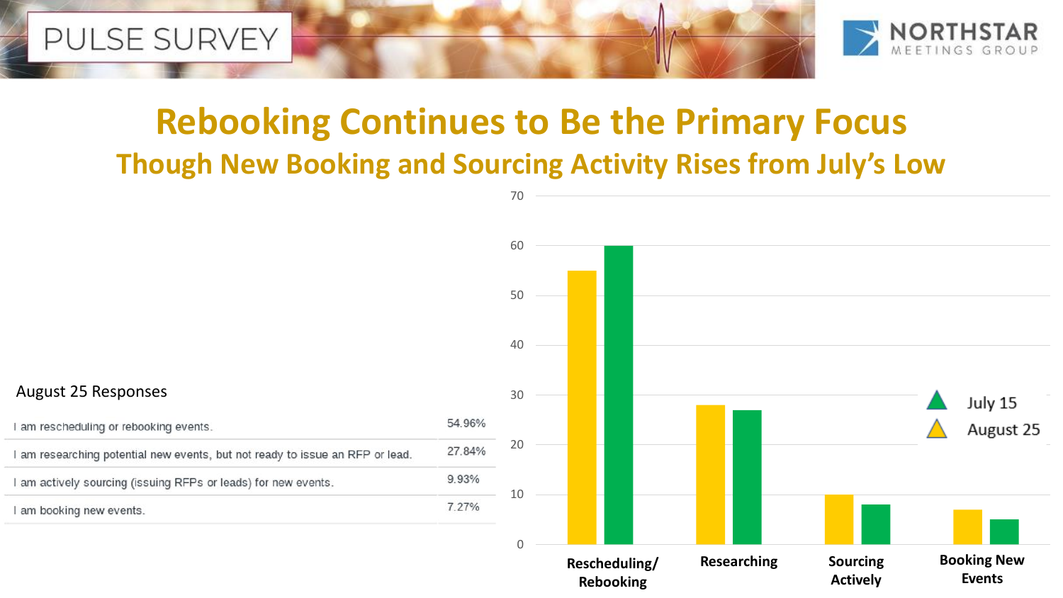# Rebooking Continues to Be the Primary Focus

## Though New Booking and Sourcing Activity Rises from July's Low

August 25 Responses

| Response | Percentage |
|---|---|
| I am rescheduling or rebooking events. | 54.96% |
| I am researching potential new events, but not ready to issue an RFP or lead. | 27.84% |
| I am actively sourcing (issuing RFPs or leads) for new events. | 9.93% |
| I am booking new events. | 7.27% |

July 15

August 25

0
10
20
30
40
50
60
70

Rescheduling/ Rebooking

Researching

Sourcing Actively

Booking New Events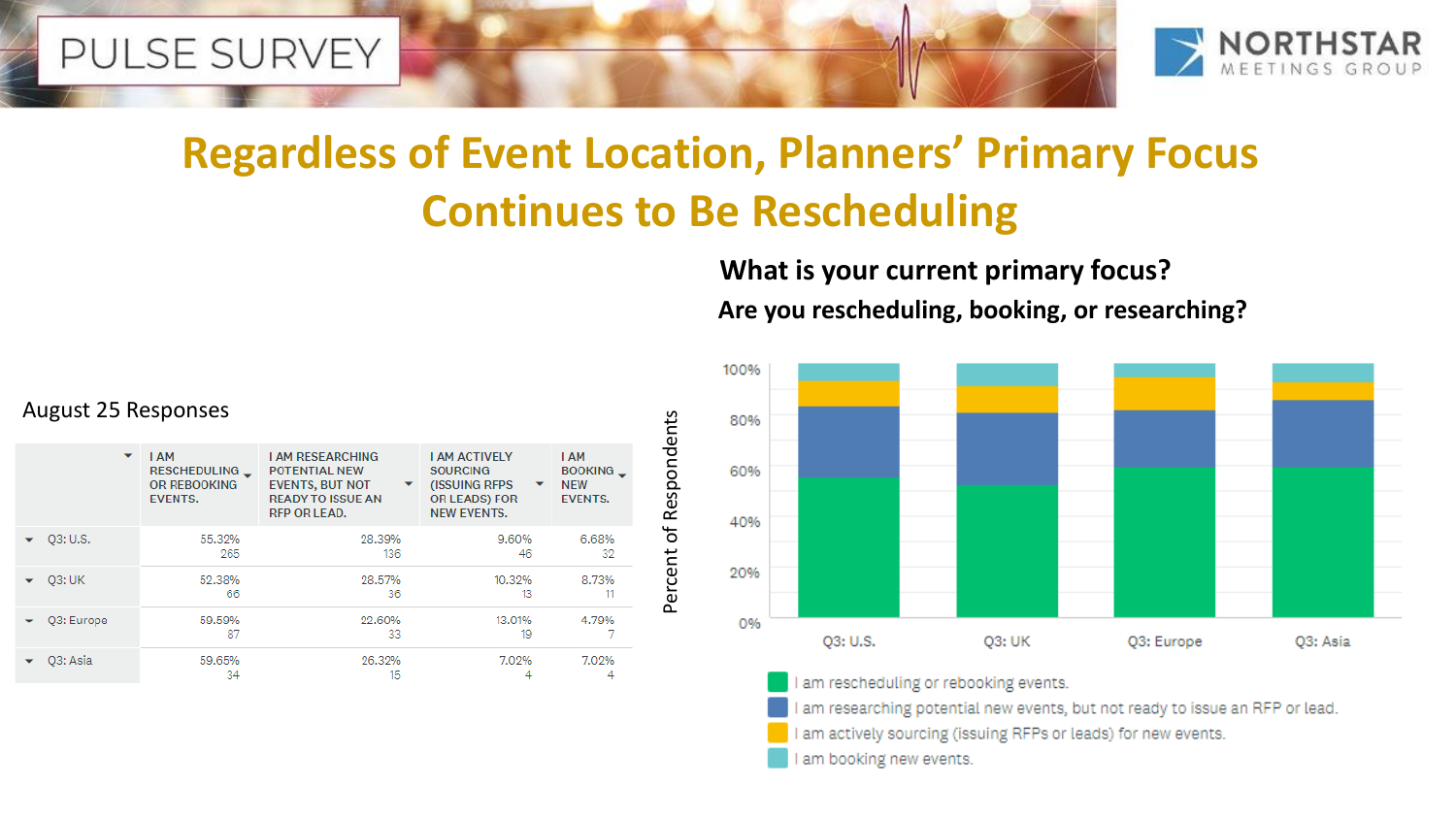PULSE SURVEY

NORTHSTAR MEETINGS GROUP

# Regardless of Event Location, Planners' Primary Focus Continues to Be Rescheduling

## What is your current primary focus?

### Are you rescheduling, booking, or researching?

August 25 Responses

| | I AM RESCHEDULING OR REBOOKING EVENTS. | I AM RESEARCHING POTENTIAL NEW EVENTS, BUT NOT READY TO ISSUE AN RFP OR LEAD. | I AM ACTIVELY SOURCING (ISSUING RFPS OR LEADS) FOR NEW EVENTS. | I AM BOOKING NEW EVENTS. |
|---|---|---|---|---|
| Q3: U.S. | 55.32% 265 | 28.39% 136 | 9.60% 46 | 6.68% 32 |
| Q3: UK | 52.38% 66 | 28.57% 36 | 10.32% 13 | 8.73% 11 |
| Q3: Europe | 59.59% 87 | 22.60% 33 | 13.01% 19 | 4.79% 7 |
| Q3: Asia | 59.65% 34 | 26.32% 15 | 7.02% 4 | 7.02% 4 |

Percent of Respondents

- I am rescheduling or rebooking events.
- I am researching potential new events, but not ready to issue an RFP or lead.
- I am actively sourcing (issuing RFPs or leads) for new events.
- I am booking new events.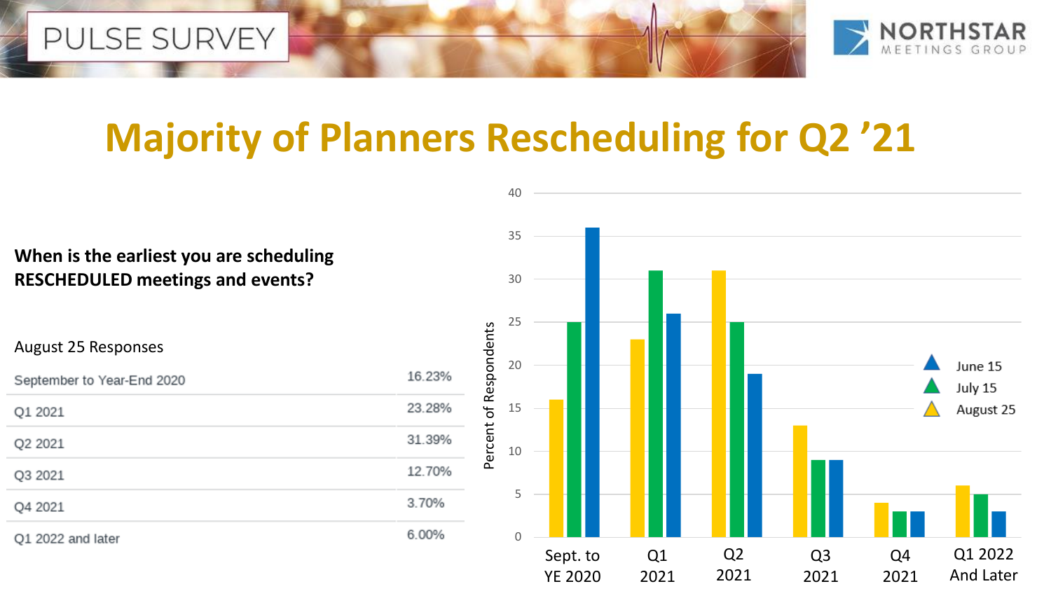# Majority of Planners Rescheduling for Q2 '21

**When is the earliest you are scheduling RESCHEDULED meetings and events?**

August 25 Responses

| | |
|---|---|
| September to Year-End 2020 | 16.23% |
| Q1 2021 | 23.28% |
| Q2 2021 | 31.39% |
| Q3 2021 | 12.70% |
| Q4 2021 | 3.70% |
| Q1 2022 and later | 6.00% |

Percent of Respondents

| | June 15 | July 15 | August 25 |
|---|---|---|---|
| Sept. to YE 2020 | 36 | 25 | 16 |
| Q1 2021 | 26 | 31 | 23 |
| Q2 2021 | 19 | 25 | 31 |
| Q3 2021 | 9 | 9 | 13 |
| Q4 2021 | 3 | 3 | 4 |
| Q1 2022 And Later | 3 | 5 | 6 |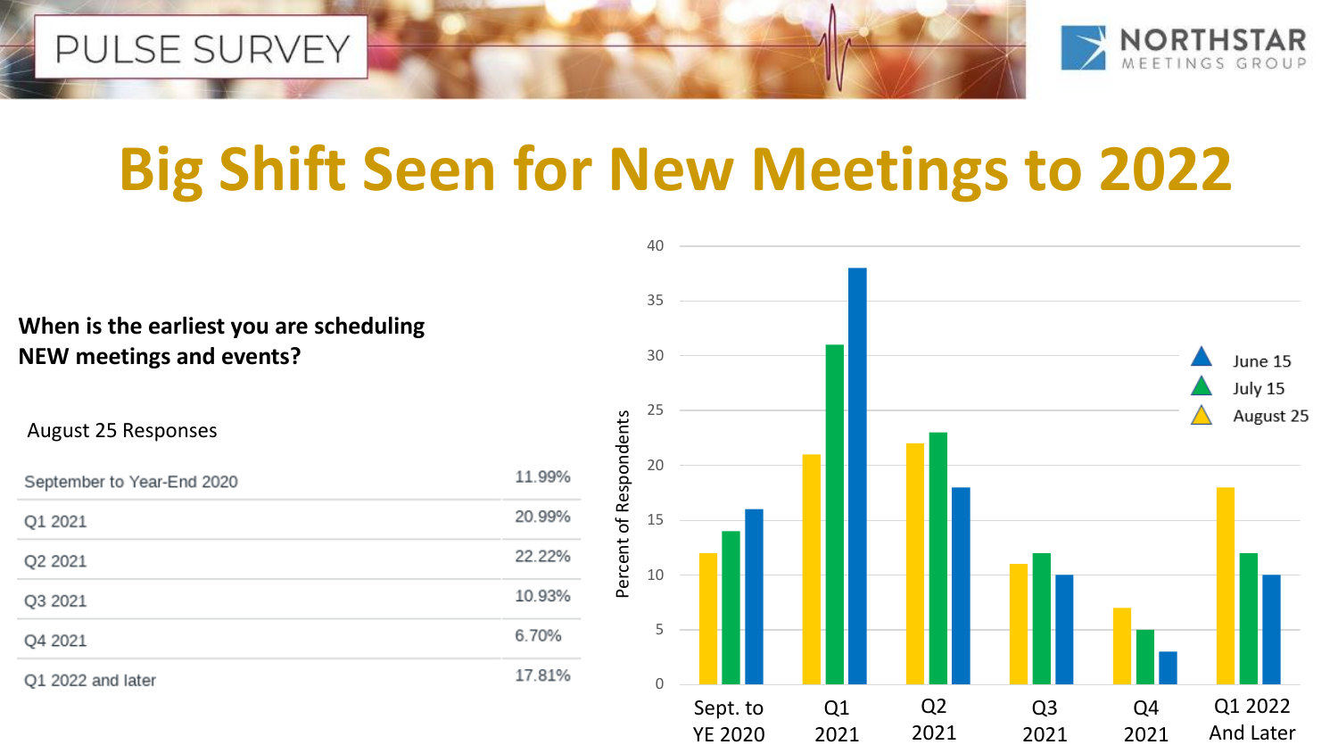# Big Shift Seen for New Meetings to 2022

**When is the earliest you are scheduling NEW meetings and events?**

August 25 Responses

| | |
|---|---|
| September to Year-End 2020 | 11.99% |
| Q1 2021 | 20.99% |
| Q2 2021 | 22.22% |
| Q3 2021 | 10.93% |
| Q4 2021 | 6.70% |
| Q1 2022 and later | 17.81% |

Percent of Respondents

| | June 15 | July 15 | August 25 |
|---|---|---|---|
| Sept. to YE 2020 | 16 | 14 | 12 |
| Q1 2021 | 38 | 31 | 21 |
| Q2 2021 | 18 | 23 | 22 |
| Q3 2021 | 10 | 12 | 11 |
| Q4 2021 | 3 | 5 | 7 |
| Q1 2022 And Later | 10 | 12 | 18 |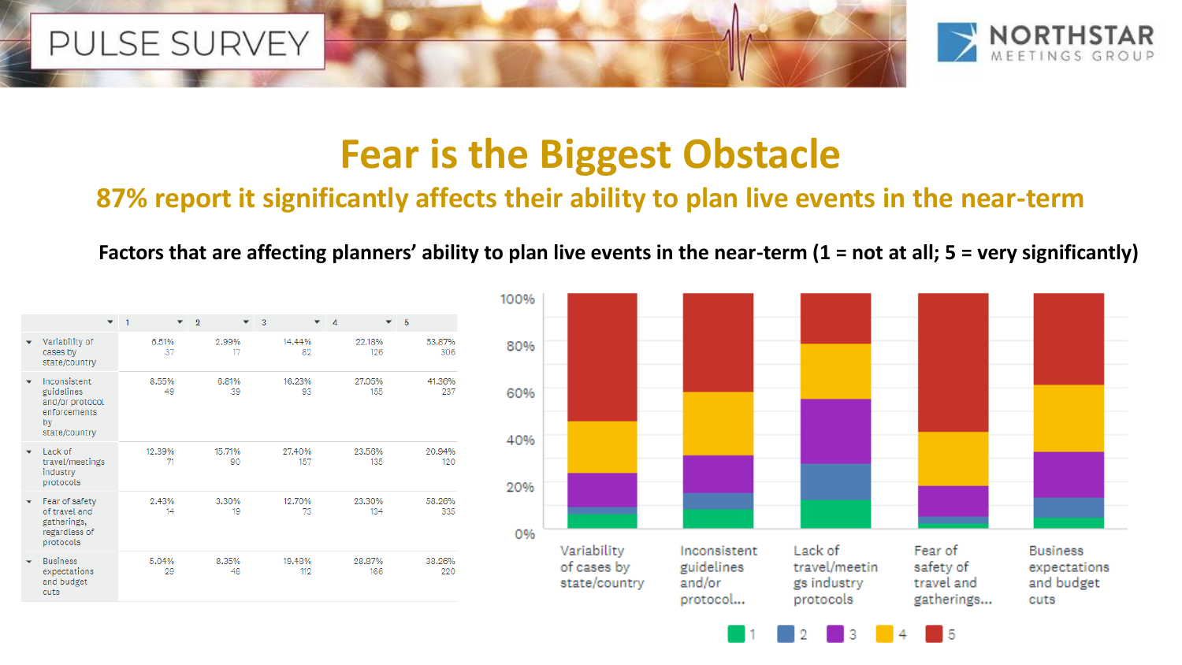# Fear is the Biggest Obstacle

## 87% report it significantly affects their ability to plan live events in the near-term

**Factors that are affecting planners' ability to plan live events in the near-term (1 = not at all; 5 = very significantly)**

| | 1 | 2 | 3 | 4 | 5 |
|---|---|---|---|---|---|
| Variability of cases by state/country | 6.51% 37 | 2.99% 17 | 14.44% 82 | 22.18% 126 | 53.87% 306 |
| Inconsistent guidelines and/or protocol enforcements by state/country | 8.55% 49 | 6.81% 39 | 16.23% 93 | 27.05% 155 | 41.36% 237 |
| Lack of travel/meetings industry protocols | 12.39% 71 | 15.71% 90 | 27.40% 157 | 23.56% 135 | 20.94% 120 |
| Fear of safety of travel and gatherings, regardless of protocols | 2.43% 14 | 3.30% 19 | 12.70% 73 | 23.30% 134 | 58.26% 335 |
| Business expectations and budget cuts | 5.04% 29 | 8.35% 48 | 19.48% 112 | 28.87% 166 | 38.26% 220 |

100%
80%
60%
40%
20%
0%

Variability of cases by state/country | Inconsistent guidelines and/or protocol... | Lack of travel/meetings industry protocols | Fear of safety of travel and gatherings... | Business expectations and budget cuts

1 | 2 | 3 | 4 | 5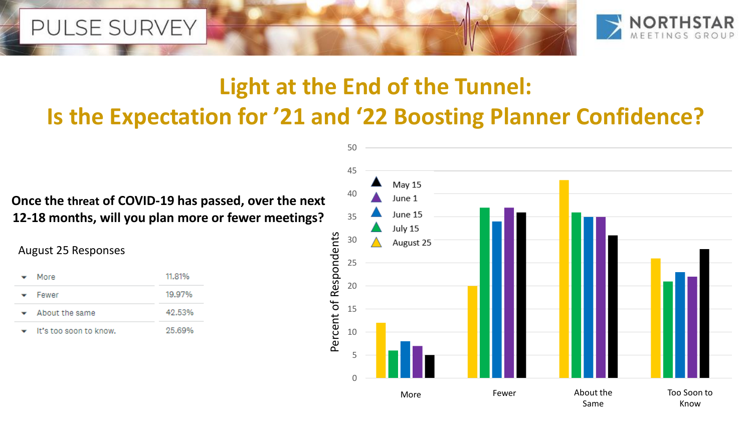PULSE SURVEY

NORTHSTAR MEETINGS GROUP

# Light at the End of the Tunnel: Is the Expectation for '21 and '22 Boosting Planner Confidence?

**Once the threat of COVID-19 has passed, over the next 12-18 months, will you plan more or fewer meetings?**

August 25 Responses

| | |
|---|---|
| More | 11.81% |
| Fewer | 19.97% |
| About the same | 42.53% |
| It's too soon to know. | 25.69% |

Percent of Respondents

| | May 15 | June 1 | June 15 | July 15 | August 25 |
|---|---|---|---|---|---|
| More | 5 | 7 | 8 | 6 | 12 |
| Fewer | 36 | 37 | 34 | 37 | 20 |
| About the Same | 31 | 35 | 35 | 36 | 43 |
| Too Soon to Know | 28 | 22 | 23 | 21 | 26 |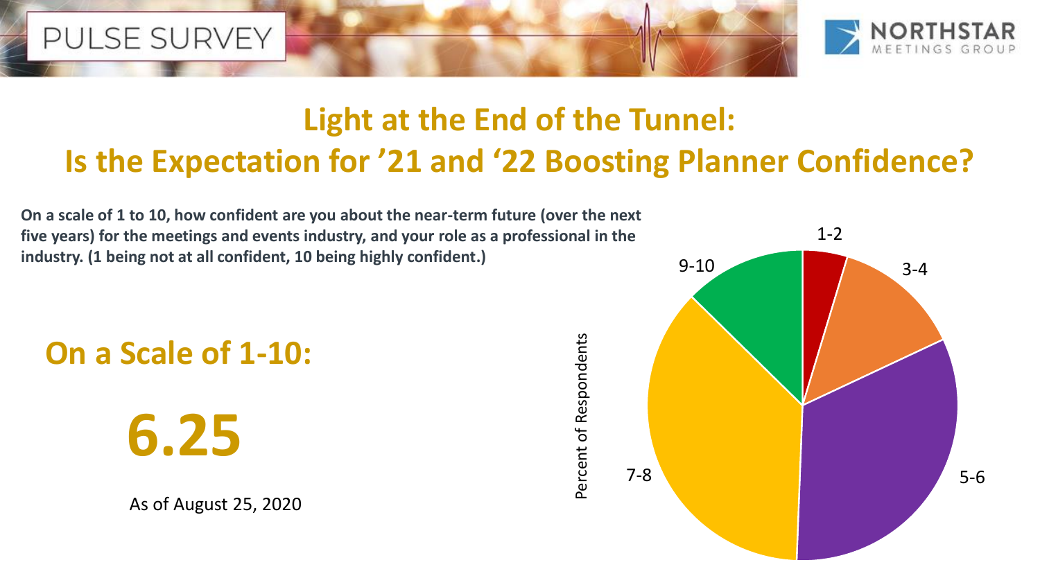PULSE SURVEY

NORTHSTAR MEETINGS GROUP

# Light at the End of the Tunnel: Is the Expectation for ’21 and ‘22 Boosting Planner Confidence?

**On a scale of 1 to 10, how confident are you about the near-term future (over the next five years) for the meetings and events industry, and your role as a professional in the industry. (1 being not at all confident, 10 being highly confident.)**

## On a Scale of 1-10:

# 6.25

As of August 25, 2020

Percent of Respondents

1-2

3-4

5-6

7-8

9-10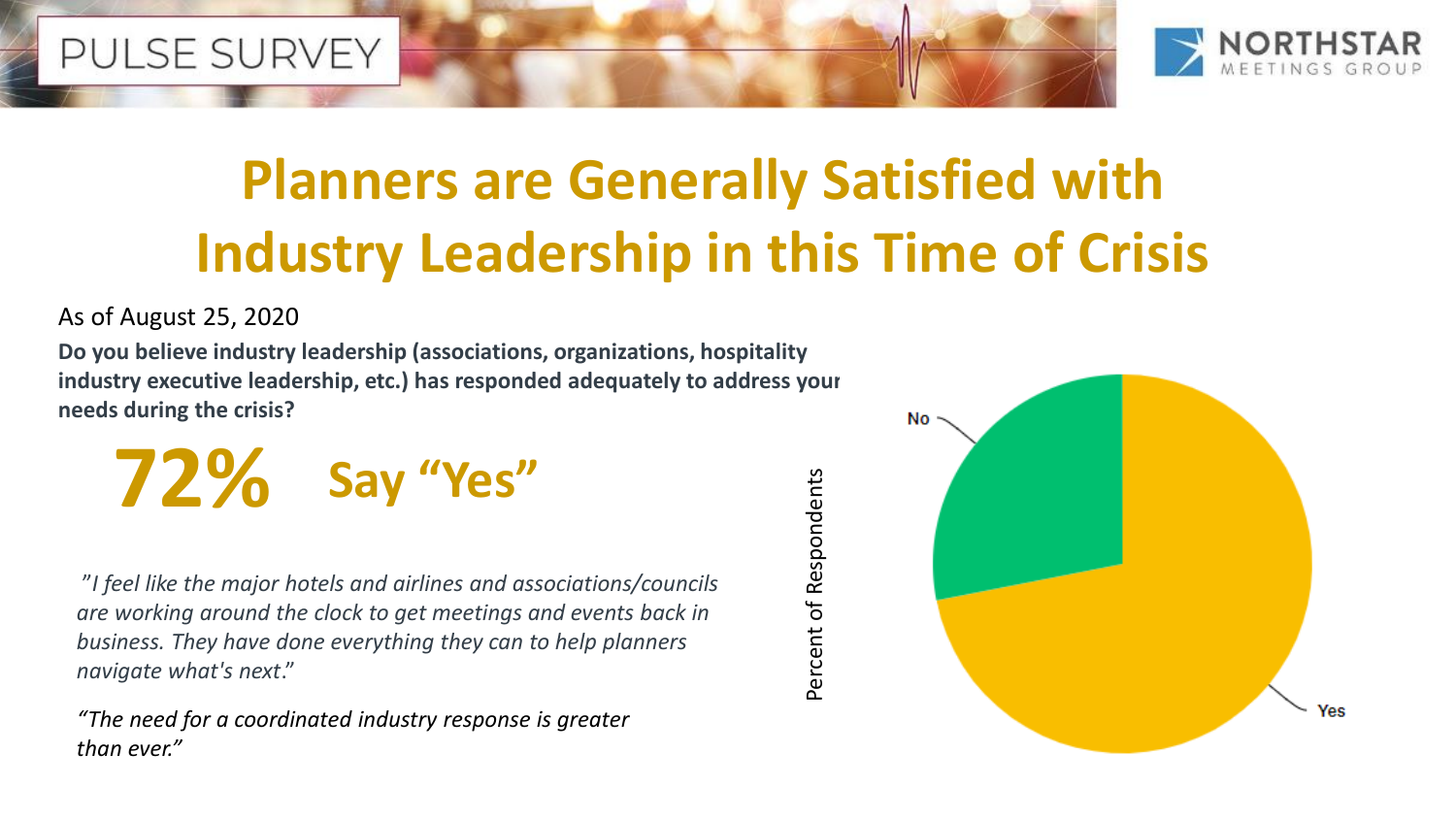PULSE SURVEY

# Planners are Generally Satisfied with Industry Leadership in this Time of Crisis

As of August 25, 2020

**Do you believe industry leadership (associations, organizations, hospitality industry executive leadership, etc.) has responded adequately to address your needs during the crisis?**

## 72% Say "Yes"

*"I feel like the major hotels and airlines and associations/councils are working around the clock to get meetings and events back in business. They have done everything they can to help planners navigate what's next."*

*"The need for a coordinated industry response is greater than ever."*

Percent of Respondents

No

Yes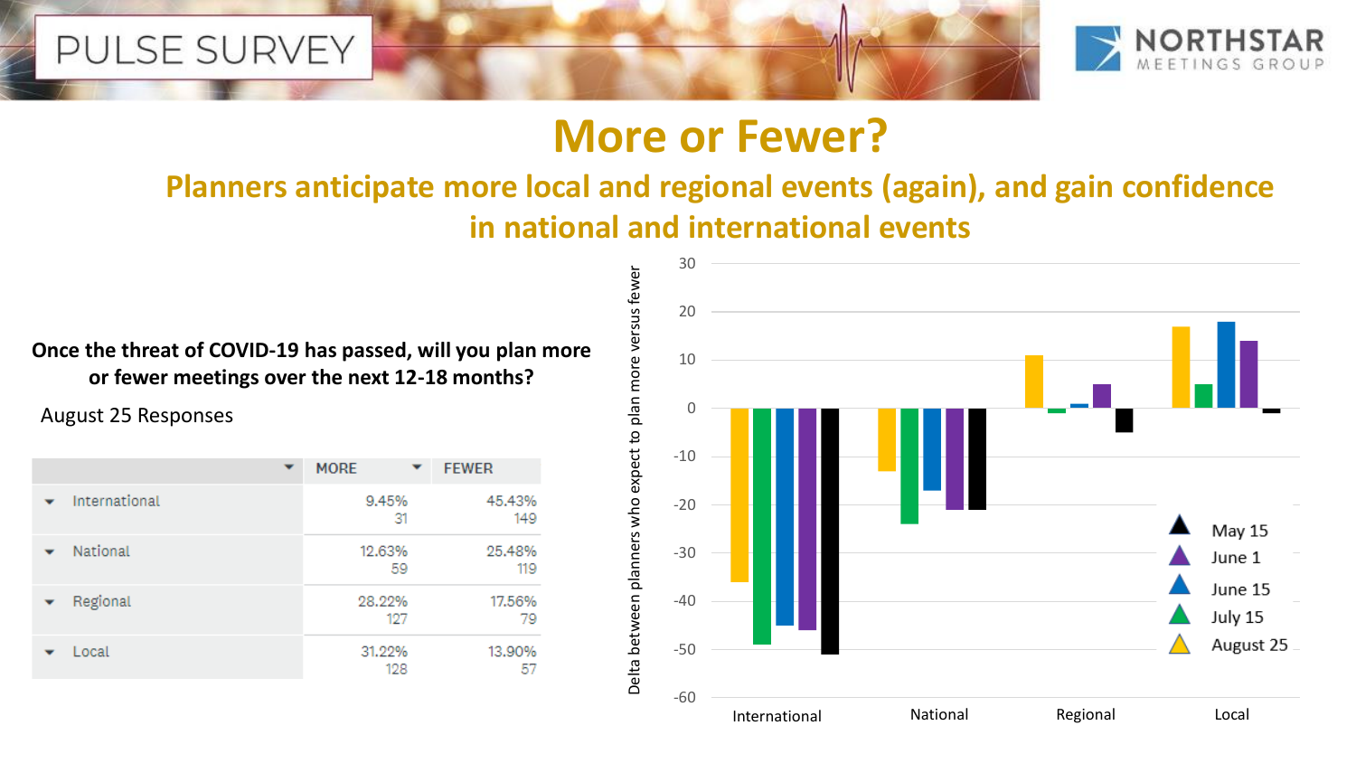# More or Fewer?

## Planners anticipate more local and regional events (again), and gain confidence in national and international events

**Once the threat of COVID-19 has passed, will you plan more or fewer meetings over the next 12-18 months?**

August 25 Responses

| | MORE | FEWER |
|---|---|---|
| International | 9.45% 31 | 45.43% 149 |
| National | 12.63% 59 | 25.48% 119 |
| Regional | 28.22% 127 | 17.56% 79 |
| Local | 31.22% 128 | 13.90% 57 |

Delta between planners who expect to plan more versus fewer

| | May 15 | June 1 | June 15 | July 15 | August 25 |
|---|---|---|---|---|---|
| International | -51 | -46 | -45 | -49 | -36 |
| National | -21 | -21 | -17 | -24 | -13 |
| Regional | -5 | 5 | 1 | -1 | 11 |
| Local | -1 | 14 | 18 | 5 | 17 |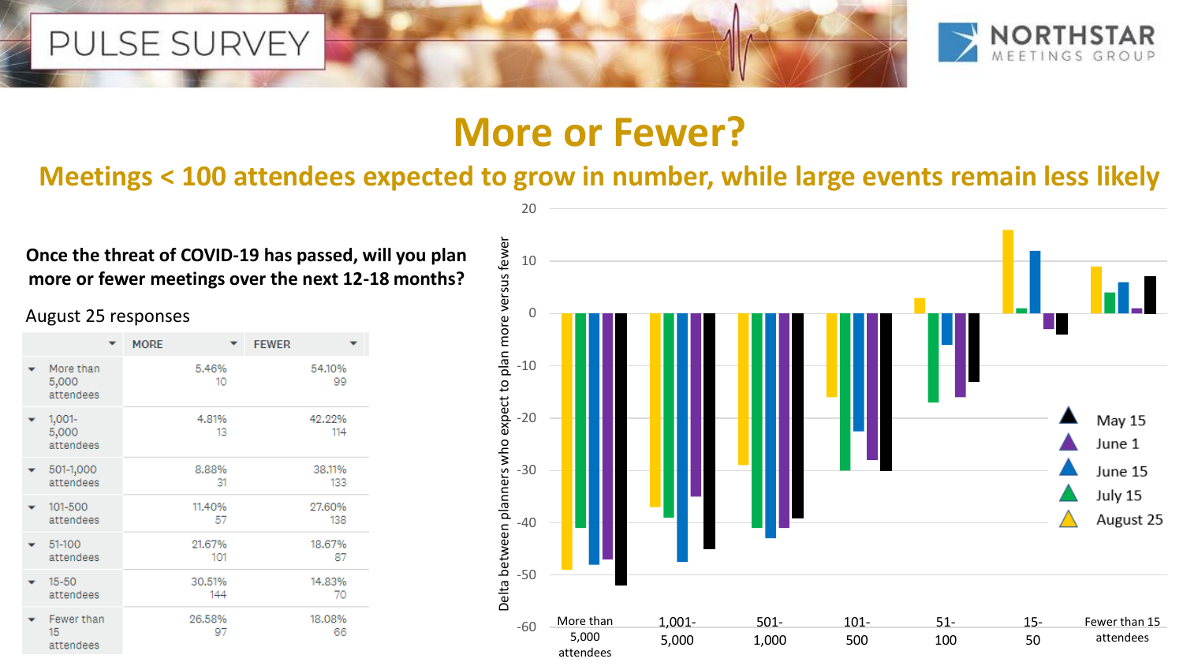PULSE SURVEY

NORTHSTAR MEETINGS GROUP

# More or Fewer?

## Meetings < 100 attendees expected to grow in number, while large events remain less likely

**Once the threat of COVID-19 has passed, will you plan more or fewer meetings over the next 12-18 months?**

August 25 responses

| | MORE | FEWER |
|---|---|---|
| More than 5,000 attendees | 5.46% 10 | 54.10% 99 |
| 1,001-5,000 attendees | 4.81% 13 | 42.22% 114 |
| 501-1,000 attendees | 8.88% 31 | 38.11% 133 |
| 101-500 attendees | 11.40% 57 | 27.60% 138 |
| 51-100 attendees | 21.67% 101 | 18.67% 87 |
| 15-50 attendees | 30.51% 144 | 14.83% 70 |
| Fewer than 15 attendees | 26.58% 97 | 18.08% 66 |

Delta between planners who expect to plan more versus fewer

Legend: May 15, June 1, June 15, July 15, August 25

Categories: More than 5,000 attendees; 1,001-5,000; 501-1,000; 101-500; 51-100; 15-50; Fewer than 15 attendees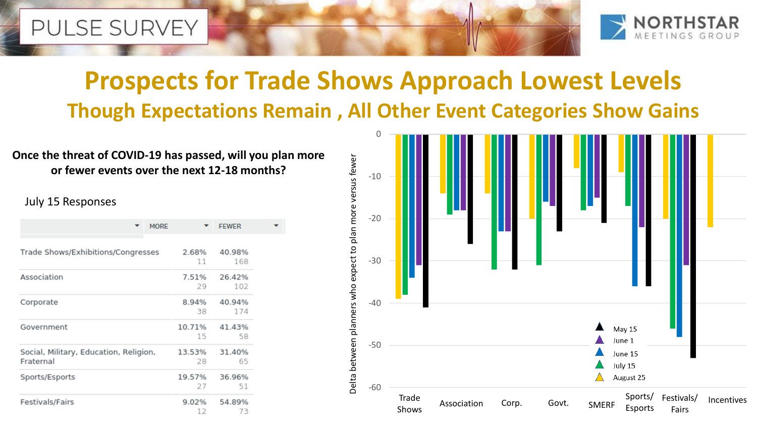# Prospects for Trade Shows Approach Lowest Levels

## Though Expectations Remain , All Other Event Categories Show Gains

**Once the threat of COVID-19 has passed, will you plan more or fewer events over the next 12-18 months?**

July 15 Responses

| | MORE | FEWER |
|---|---|---|
| Trade Shows/Exhibitions/Congresses | 2.68% 11 | 40.98% 168 |
| Association | 7.51% 29 | 26.42% 102 |
| Corporate | 8.94% 38 | 40.94% 174 |
| Government | 10.71% 15 | 41.43% 58 |
| Social, Military, Education, Religion, Fraternal | 13.53% 28 | 31.40% 65 |
| Sports/Esports | 19.57% 27 | 36.96% 51 |
| Festivals/Fairs | 9.02% 12 | 54.89% 73 |

Delta between planners who expect to plan more versus fewer

| | May 15 | June 1 | June 15 | July 15 | August 25 |
|---|---|---|---|---|---|
| Trade Shows | -41 | -31 | -34 | -38 | -39 |
| Association | -26 | -18 | -18 | -19 | -14 |
| Corp. | -32 | -23 | -23 | -32 | -14 |
| Govt. | -23 | -17 | -16 | -31 | -20 |
| SMERF | -21 | -15 | -17 | -18 | -8 |
| Sports/ Esports | -36 | -22 | -36 | -17 | -9 |
| Festivals/ Fairs | -53 | -31 | -48 | -46 | -20 |
| Incentives | | | | | -22 |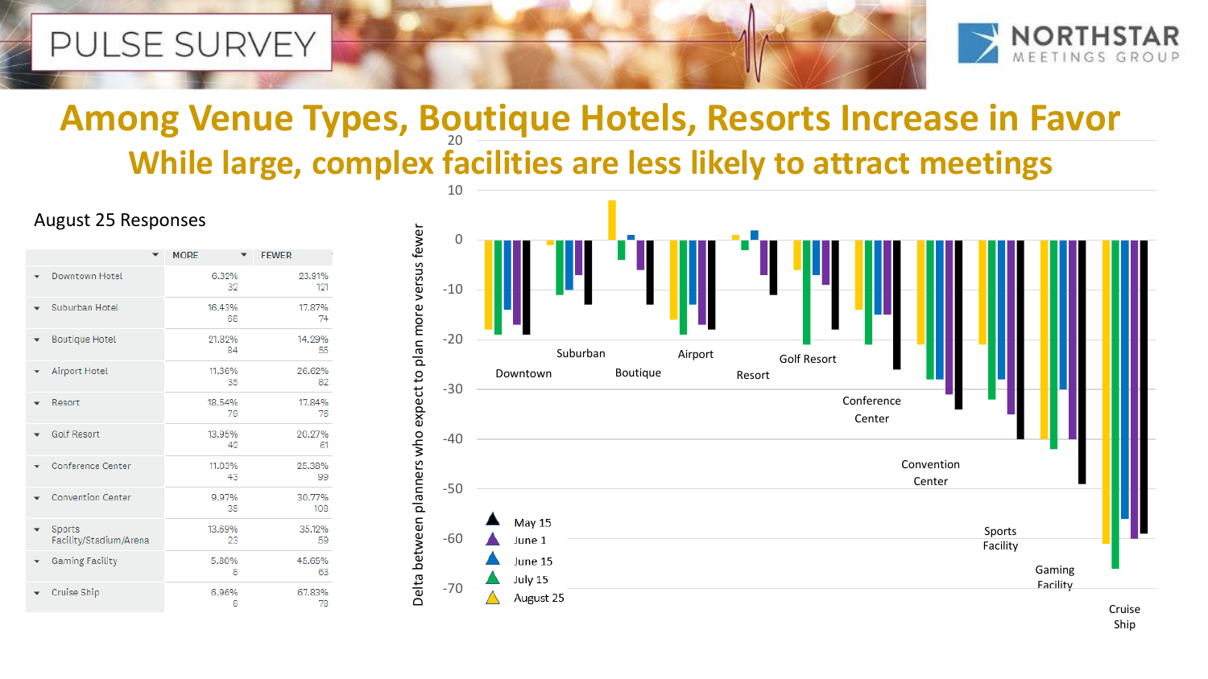# Among Venue Types, Boutique Hotels, Resorts Increase in Favor

## While large, complex facilities are less likely to attract meetings

August 25 Responses

| | MORE | FEWER |
|---|---|---|
| Downtown Hotel | 6.32%<br>32 | 23.91%<br>121 |
| Suburban Hotel | 16.43%<br>68 | 17.87%<br>74 |
| Boutique Hotel | 21.82%<br>84 | 14.29%<br>55 |
| Airport Hotel | 11.36%<br>35 | 26.62%<br>82 |
| Resort | 18.54%<br>79 | 17.84%<br>76 |
| Golf Resort | 13.95%<br>42 | 20.27%<br>61 |
| Conference Center | 11.03%<br>43 | 25.38%<br>99 |
| Convention Center | 9.97%<br>35 | 30.77%<br>108 |
| Sports Facility/Stadium/Arena | 13.69%<br>23 | 35.12%<br>59 |
| Gaming Facility | 5.80%<br>8 | 45.65%<br>63 |
| Cruise Ship | 6.96%<br>8 | 67.83%<br>78 |

Delta between planners who expect to plan more versus fewer

Chart categories: Downtown, Suburban, Boutique, Airport, Resort, Golf Resort, Conference Center, Convention Center, Sports Facility, Gaming Facility, Cruise Ship

Legend: May 15, June 1, June 15, July 15, August 25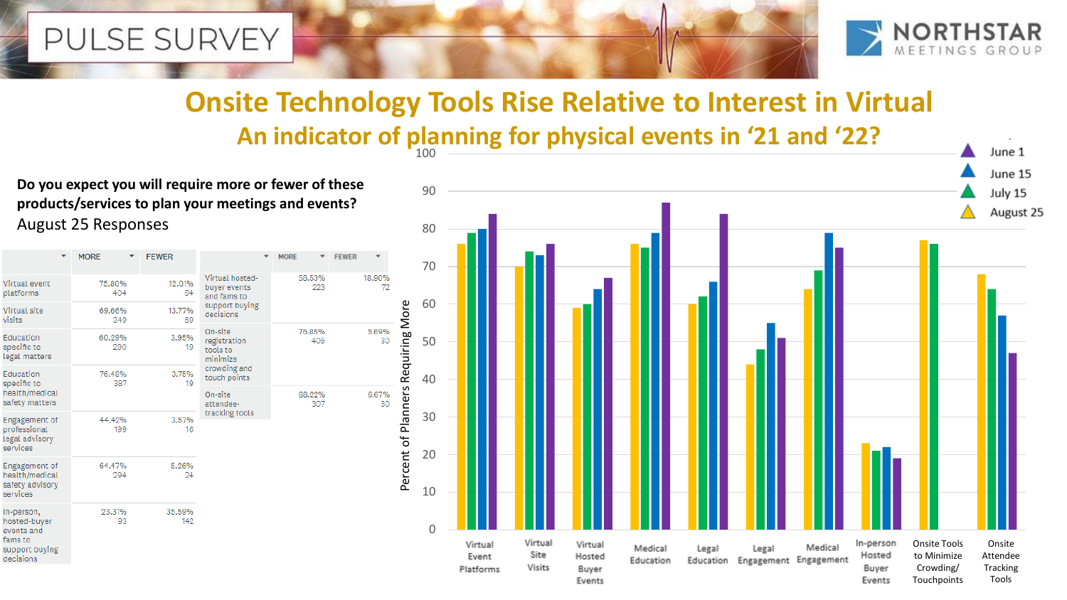PULSE SURVEY

NORTHSTAR MEETINGS GROUP

# Onsite Technology Tools Rise Relative to Interest in Virtual

## An indicator of planning for physical events in '21 and '22?

**Do you expect you will require more or fewer of these products/services to plan your meetings and events?**
August 25 Responses

| | MORE | FEWER |
|---|---|---|
| Virtual event platforms | 75.80% 404 | 12.01% 64 |
| Virtual site visits | 69.66% 349 | 13.77% 69 |
| Education specific to legal matters | 60.29% 290 | 3.95% 19 |
| Education specific to health/medical safety matters | 76.48% 387 | 3.75% 19 |
| Engagement of professional legal advisory services | 44.42% 199 | 3.57% 16 |
| Engagement of health/medical safety advisory services | 64.47% 294 | 5.26% 24 |
| In-person, hosted-buyer events and fams to support buying decisions | 23.31% 93 | 35.59% 142 |

| | MORE | FEWER |
|---|---|---|
| Virtual hosted-buyer events and fams to support buying decisions | 58.53% 223 | 18.90% 72 |
| On-site registration tools to minimize crowding and touch points | 76.85% 405 | 5.69% 30 |
| On-site attendee-tracking tools | 68.22% 307 | 6.67% 30 |

Percent of Planners Requiring More

| | August 25 | July 15 | June 15 | June 1 |
|---|---|---|---|---|
| Virtual Event Platforms | 76 | 79 | 80 | 84 |
| Virtual Site Visits | 70 | 74 | 73 | 76 |
| Virtual Hosted Buyer Events | 59 | 60 | 64 | 67 |
| Medical Education | 76 | 75 | 79 | 87 |
| Legal Education | 60 | 62 | 66 | 84 |
| Legal Engagement | 44 | 48 | 55 | 51 |
| Medical Engagement | 64 | 69 | 79 | 75 |
| In-person Hosted Buyer Events | 23 | 21 | 22 | 19 |
| Onsite Tools to Minimize Crowding/ Touchpoints | 77 | 76 | | |
| Onsite Attendee Tracking Tools | 68 | 64 | 57 | 47 |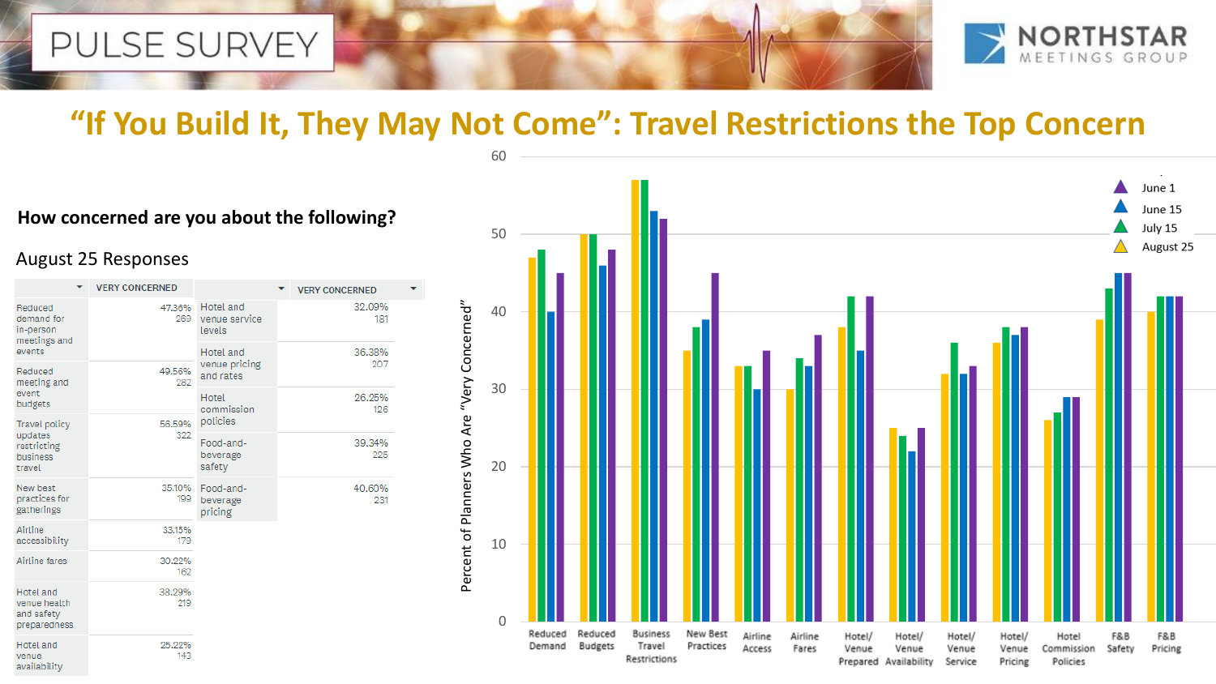PULSE SURVEY

NORTHSTAR MEETINGS GROUP

# "If You Build It, They May Not Come": Travel Restrictions the Top Concern

## How concerned are you about the following?

### August 25 Responses

| | VERY CONCERNED |
|---|---|
| Reduced demand for in-person meetings and events | 47.36% 269 |
| Reduced meeting and event budgets | 49.56% 282 |
| Travel policy updates restricting business travel | 56.59% 322 |
| New best practices for gatherings | 35.10% 199 |
| Airline accessibility | 33.15% 179 |
| Airline fares | 30.22% 162 |
| Hotel and venue health and safety preparedness | 38.29% 219 |
| Hotel and venue availability | 25.22% 143 |

| | VERY CONCERNED |
|---|---|
| Hotel and venue service levels | 32.09% 181 |
| Hotel and venue pricing and rates | 36.38% 207 |
| Hotel commission policies | 26.25% 126 |
| Food-and-beverage safety | 39.34% 225 |
| Food-and-beverage pricing | 40.60% 231 |

Percent of Planners Who Are "Very Concerned"

Legend: June 1, June 15, July 15, August 25

Categories: Reduced Demand, Reduced Budgets, Business Travel Restrictions, New Best Practices, Airline Access, Airline Fares, Hotel/ Venue Prepared, Hotel/ Venue Availability, Hotel/ Venue Service, Hotel/ Venue Pricing, Hotel Commission Policies, F&B Safety, F&B Pricing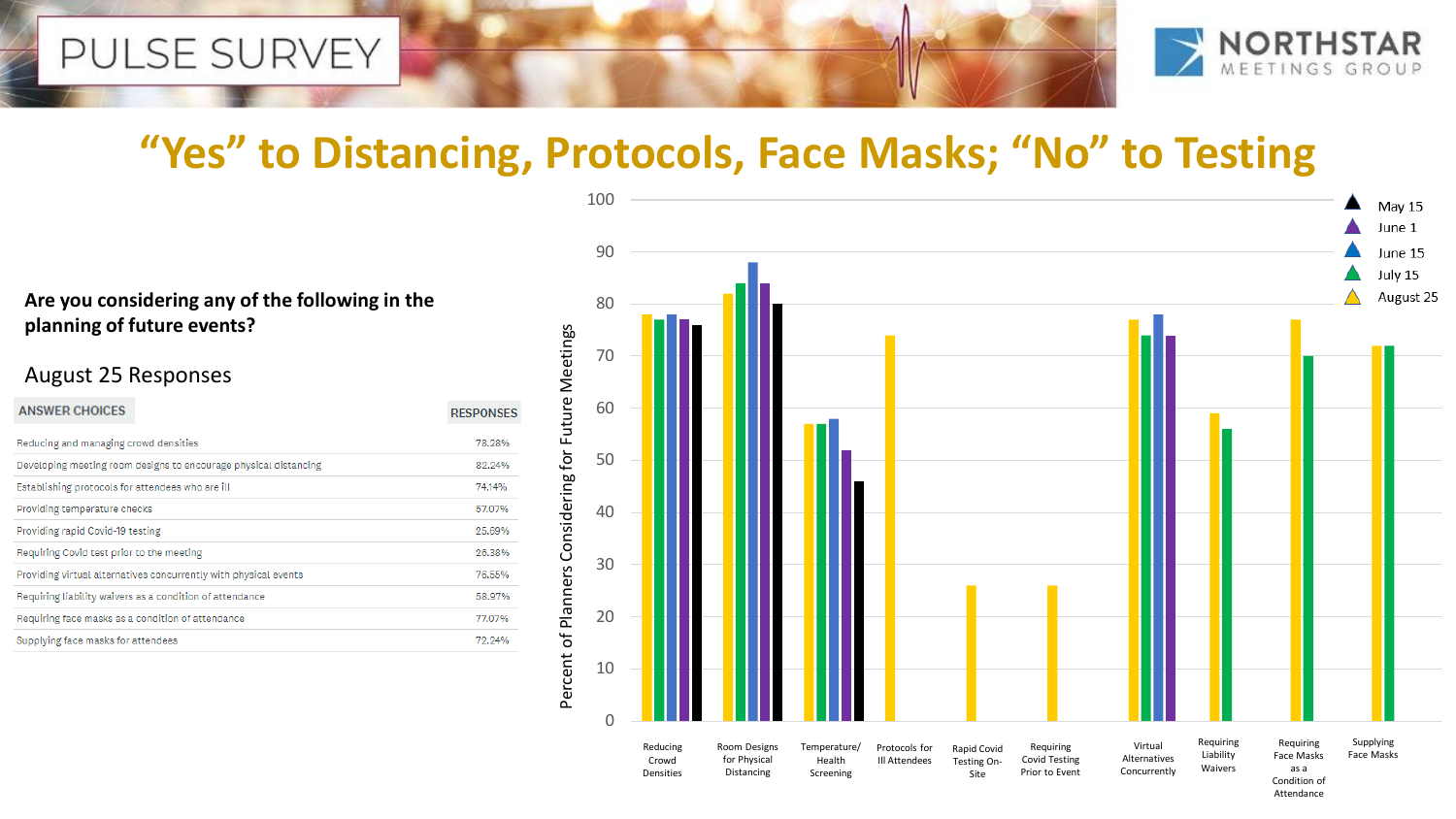# PULSE SURVEY

NORTHSTAR MEETINGS GROUP

## "Yes" to Distancing, Protocols, Face Masks; "No" to Testing

**Are you considering any of the following in the planning of future events?**

August 25 Responses

| ANSWER CHOICES | RESPONSES |
|---|---|
| Reducing and managing crowd densities | 78.28% |
| Developing meeting room designs to encourage physical distancing | 82.24% |
| Establishing protocols for attendees who are ill | 74.14% |
| Providing temperature checks | 57.07% |
| Providing rapid Covid-19 testing | 25.69% |
| Requiring Covid test prior to the meeting | 26.38% |
| Providing virtual alternatives concurrently with physical events | 76.55% |
| Requiring liability waivers as a condition of attendance | 58.97% |
| Requiring face masks as a condition of attendance | 77.07% |
| Supplying face masks for attendees | 72.24% |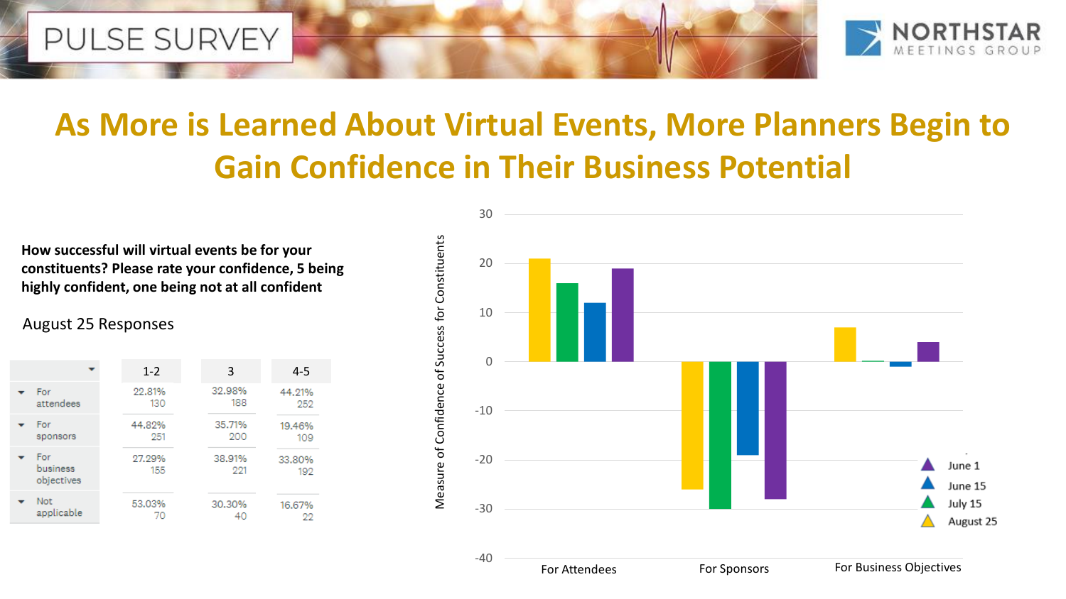# As More is Learned About Virtual Events, More Planners Begin to Gain Confidence in Their Business Potential

**How successful will virtual events be for your constituents? Please rate your confidence, 5 being highly confident, one being not at all confident**

August 25 Responses

| | 1-2 | 3 | 4-5 |
|---|---|---|---|
| For attendees | 22.81% 130 | 32.98% 188 | 44.21% 252 |
| For sponsors | 44.82% 251 | 35.71% 200 | 19.46% 109 |
| For business objectives | 27.29% 155 | 38.91% 221 | 33.80% 192 |
| Not applicable | 53.03% 70 | 30.30% 40 | 16.67% 22 |

Measure of Confidence of Success for Constituents

| | For Attendees | For Sponsors | For Business Objectives |
|---|---|---|---|
| August 25 | 21 | -26 | 7 |
| July 15 | 16 | -30 | 0 |
| June 15 | 12 | -19 | -1 |
| June 1 | 19 | -28 | 4 |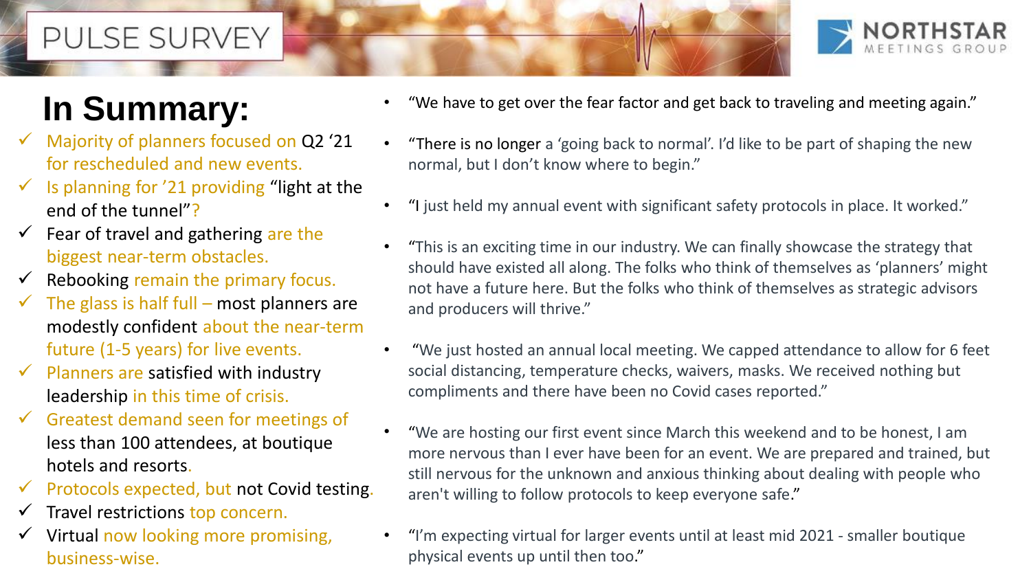# PULSE SURVEY

NORTHSTAR MEETINGS GROUP

## In Summary:

- ✓ Majority of planners focused on Q2 '21 for rescheduled and new events.
- ✓ Is planning for '21 providing "light at the end of the tunnel"?
- ✓ Fear of travel and gathering are the biggest near-term obstacles.
- ✓ Rebooking remain the primary focus.
- ✓ The glass is half full – most planners are modestly confident about the near-term future (1-5 years) for live events.
- ✓ Planners are satisfied with industry leadership in this time of crisis.
- ✓ Greatest demand seen for meetings of less than 100 attendees, at boutique hotels and resorts.
- ✓ Protocols expected, but not Covid testing.
- ✓ Travel restrictions top concern.
- ✓ Virtual now looking more promising, business-wise.

- "We have to get over the fear factor and get back to traveling and meeting again."
- "There is no longer a 'going back to normal'. I'd like to be part of shaping the new normal, but I don't know where to begin."
- "I just held my annual event with significant safety protocols in place. It worked."
- "This is an exciting time in our industry. We can finally showcase the strategy that should have existed all along. The folks who think of themselves as 'planners' might not have a future here. But the folks who think of themselves as strategic advisors and producers will thrive."
- "We just hosted an annual local meeting. We capped attendance to allow for 6 feet social distancing, temperature checks, waivers, masks. We received nothing but compliments and there have been no Covid cases reported."
- "We are hosting our first event since March this weekend and to be honest, I am more nervous than I ever have been for an event. We are prepared and trained, but still nervous for the unknown and anxious thinking about dealing with people who aren't willing to follow protocols to keep everyone safe."
- "I'm expecting virtual for larger events until at least mid 2021 - smaller boutique physical events up until then too."